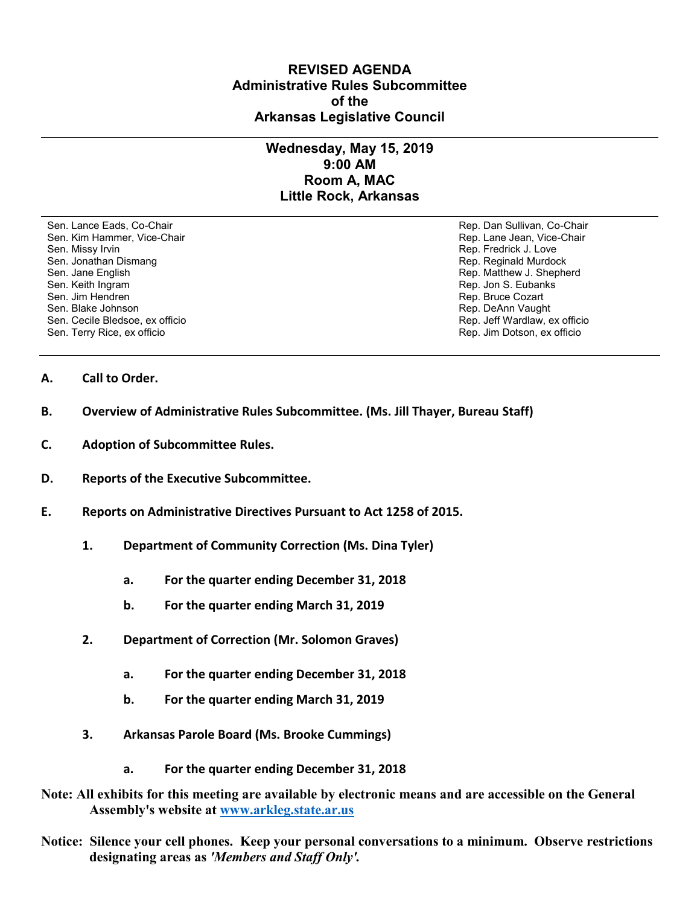# REVISED AGENDA
## Administrative Rules Subcommittee of the Arkansas Legislative Council

---

### Wednesday, May 15, 2019
### 9:00 AM
### Room A, MAC
### Little Rock, Arkansas

---

| Senate | House |
| --- | --- |
| Sen. Lance Eads, Co-Chair | Rep. Dan Sullivan, Co-Chair |
| Sen. Kim Hammer, Vice-Chair | Rep. Lane Jean, Vice-Chair |
| Sen. Missy Irvin | Rep. Fredrick J. Love |
| Sen. Jonathan Dismang | Rep. Reginald Murdock |
| Sen. Jane English | Rep. Matthew J. Shepherd |
| Sen. Keith Ingram | Rep. Jon S. Eubanks |
| Sen. Jim Hendren | Rep. Bruce Cozart |
| Sen. Blake Johnson | Rep. DeAnn Vaught |
| Sen. Cecile Bledsoe, ex officio | Rep. Jeff Wardlaw, ex officio |
| Sen. Terry Rice, ex officio | Rep. Jim Dotson, ex officio |

---

**A. Call to Order.**

**B. Overview of Administrative Rules Subcommittee. (Ms. Jill Thayer, Bureau Staff)**

**C. Adoption of Subcommittee Rules.**

**D. Reports of the Executive Subcommittee.**

**E. Reports on Administrative Directives Pursuant to Act 1258 of 2015.**

- **1. Department of Community Correction (Ms. Dina Tyler)**
  - **a. For the quarter ending December 31, 2018**
  - **b. For the quarter ending March 31, 2019**
- **2. Department of Correction (Mr. Solomon Graves)**
  - **a. For the quarter ending December 31, 2018**
  - **b. For the quarter ending March 31, 2019**
- **3. Arkansas Parole Board (Ms. Brooke Cummings)**
  - **a. For the quarter ending December 31, 2018**

**Note: All exhibits for this meeting are available by electronic means and are accessible on the General Assembly's website at [www.arkleg.state.ar.us](http://www.arkleg.state.ar.us)**

**Notice: Silence your cell phones. Keep your personal conversations to a minimum. Observe restrictions designating areas as *'Members and Staff Only'*.**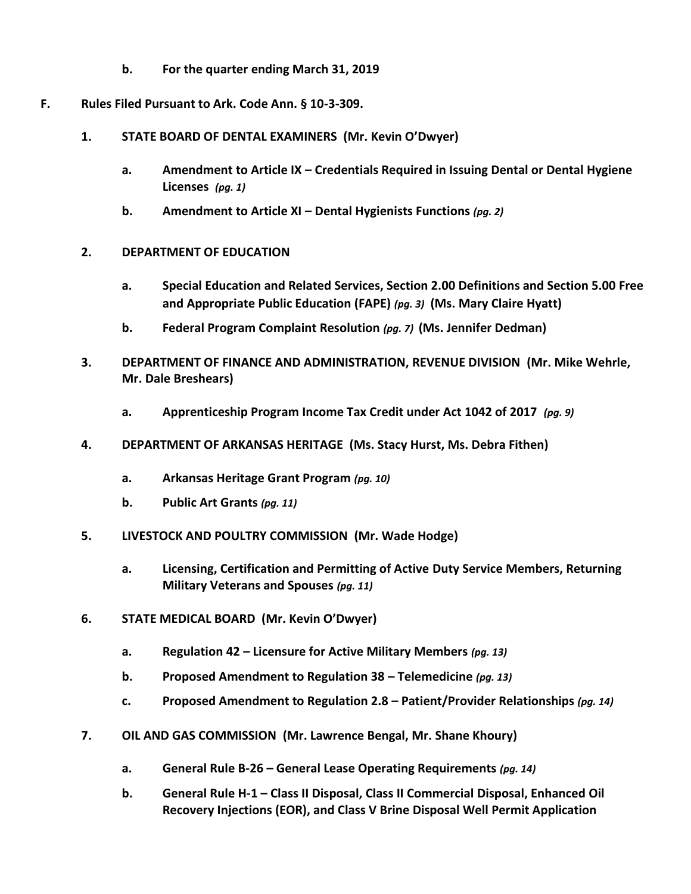b. **For the quarter ending March 31, 2019**

**F. Rules Filed Pursuant to Ark. Code Ann. § 10-3-309.**

1. **STATE BOARD OF DENTAL EXAMINERS (Mr. Kevin O'Dwyer)**

    a. **Amendment to Article IX – Credentials Required in Issuing Dental or Dental Hygiene Licenses** ***(pg. 1)***

    b. **Amendment to Article XI – Dental Hygienists Functions** ***(pg. 2)***

2. **DEPARTMENT OF EDUCATION**

    a. **Special Education and Related Services, Section 2.00 Definitions and Section 5.00 Free and Appropriate Public Education (FAPE)** ***(pg. 3)*** **(Ms. Mary Claire Hyatt)**

    b. **Federal Program Complaint Resolution** ***(pg. 7)*** **(Ms. Jennifer Dedman)**

3. **DEPARTMENT OF FINANCE AND ADMINISTRATION, REVENUE DIVISION (Mr. Mike Wehrle, Mr. Dale Breshears)**

    a. **Apprenticeship Program Income Tax Credit under Act 1042 of 2017** ***(pg. 9)***

4. **DEPARTMENT OF ARKANSAS HERITAGE (Ms. Stacy Hurst, Ms. Debra Fithen)**

    a. **Arkansas Heritage Grant Program** ***(pg. 10)***

    b. **Public Art Grants** ***(pg. 11)***

5. **LIVESTOCK AND POULTRY COMMISSION (Mr. Wade Hodge)**

    a. **Licensing, Certification and Permitting of Active Duty Service Members, Returning Military Veterans and Spouses** ***(pg. 11)***

6. **STATE MEDICAL BOARD (Mr. Kevin O'Dwyer)**

    a. **Regulation 42 – Licensure for Active Military Members** ***(pg. 13)***

    b. **Proposed Amendment to Regulation 38 – Telemedicine** ***(pg. 13)***

    c. **Proposed Amendment to Regulation 2.8 – Patient/Provider Relationships** ***(pg. 14)***

7. **OIL AND GAS COMMISSION (Mr. Lawrence Bengal, Mr. Shane Khoury)**

    a. **General Rule B-26 – General Lease Operating Requirements** ***(pg. 14)***

    b. **General Rule H-1 – Class II Disposal, Class II Commercial Disposal, Enhanced Oil Recovery Injections (EOR), and Class V Brine Disposal Well Permit Application**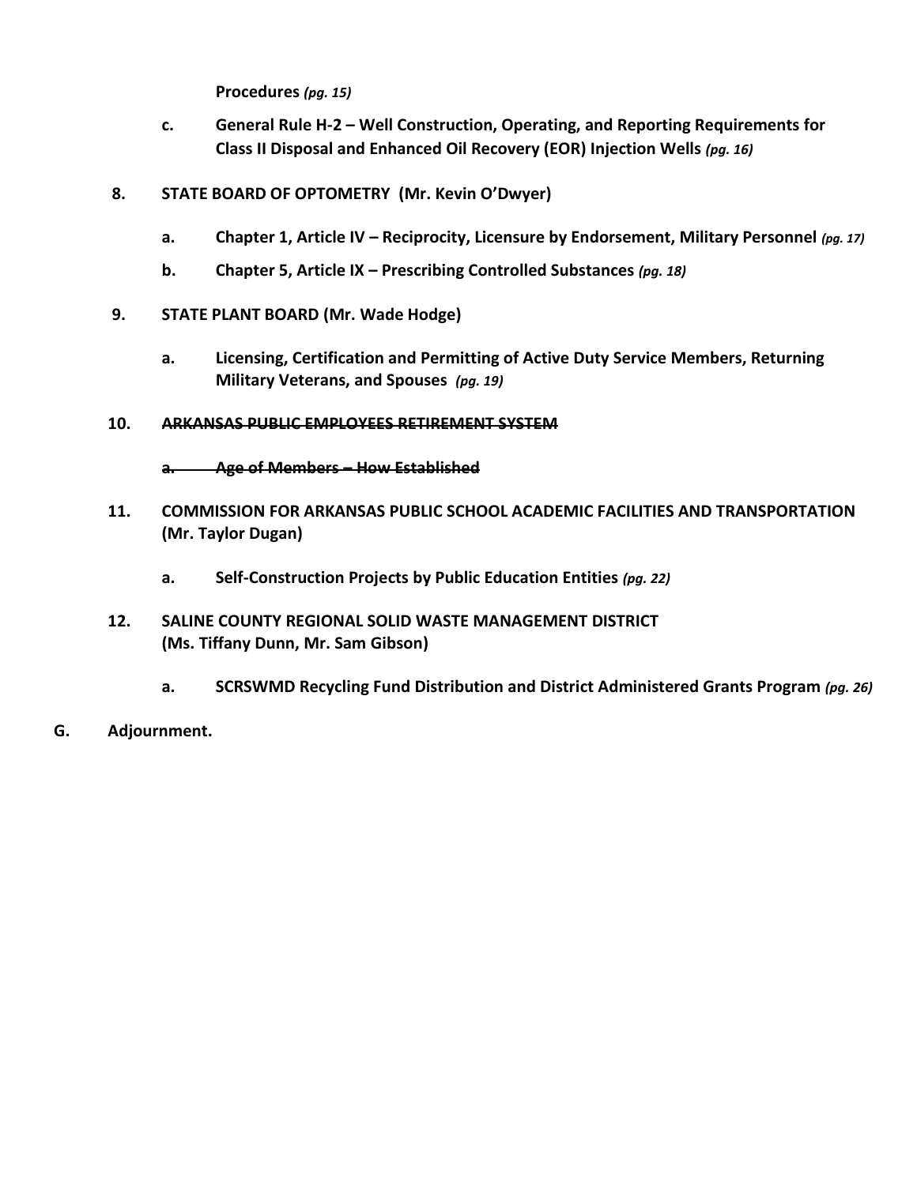**Procedures** *(pg. 15)*

- **c. General Rule H-2 – Well Construction, Operating, and Reporting Requirements for Class II Disposal and Enhanced Oil Recovery (EOR) Injection Wells** *(pg. 16)*

**8. STATE BOARD OF OPTOMETRY (Mr. Kevin O'Dwyer)**

- **a. Chapter 1, Article IV – Reciprocity, Licensure by Endorsement, Military Personnel** *(pg. 17)*
- **b. Chapter 5, Article IX – Prescribing Controlled Substances** *(pg. 18)*

**9. STATE PLANT BOARD (Mr. Wade Hodge)**

- **a. Licensing, Certification and Permitting of Active Duty Service Members, Returning Military Veterans, and Spouses** *(pg. 19)*

**10. ~~ARKANSAS PUBLIC EMPLOYEES RETIREMENT SYSTEM~~**

- **~~a. Age of Members – How Established~~**

**11. COMMISSION FOR ARKANSAS PUBLIC SCHOOL ACADEMIC FACILITIES AND TRANSPORTATION (Mr. Taylor Dugan)**

- **a. Self-Construction Projects by Public Education Entities** *(pg. 22)*

**12. SALINE COUNTY REGIONAL SOLID WASTE MANAGEMENT DISTRICT (Ms. Tiffany Dunn, Mr. Sam Gibson)**

- **a. SCRSWMD Recycling Fund Distribution and District Administered Grants Program** *(pg. 26)*

**G. Adjournment.**